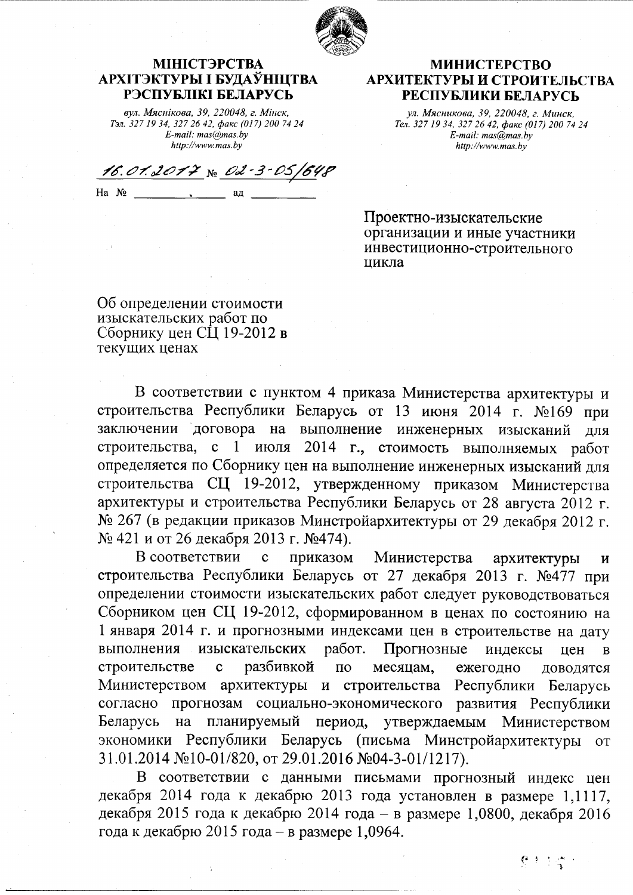**МІНІСТЭРСТВА АРХІТЭКТУРЫ І БУДАЎНІЦТВА РЭСПУБЛІКІ БЕЛАРУСЬ**

*вул. Мяснікова, 39, 220048, г. Мінск,*
*Тэл. 327 19 34, 327 26 42, факс (017) 200 74 24*
*E-mail: mas@mas.by*
*http://www.mas.by*

**МИНИСТЕРСТВО АРХИТЕКТУРЫ И СТРОИТЕЛЬСТВА РЕСПУБЛИКИ БЕЛАРУСЬ**

*ул. Мясникова, 39, 220048, г. Минск,*
*Тел. 327 19 34, 327 26 42, факс (017) 200 74 24*
*E-mail: mas@mas.by*
*http://www.mas.by*

16.01.2017 № 02-3-05/648

На № ________, _____ ад __________

Проектно-изыскательские организации и иные участники инвестиционно-строительного цикла

Об определении стоимости изыскательских работ по Сборнику цен СЦ 19-2012 в текущих ценах

В соответствии с пунктом 4 приказа Министерства архитектуры и строительства Республики Беларусь от 13 июня 2014 г. №169 при заключении договора на выполнение инженерных изысканий для строительства, с 1 июля 2014 г., стоимость выполняемых работ определяется по Сборнику цен на выполнение инженерных изысканий для строительства СЦ 19-2012, утвержденному приказом Министерства архитектуры и строительства Республики Беларусь от 28 августа 2012 г. № 267 (в редакции приказов Минстройархитектуры от 29 декабря 2012 г. № 421 и от 26 декабря 2013 г. №474).

В соответствии с приказом Министерства архитектуры и строительства Республики Беларусь от 27 декабря 2013 г. №477 при определении стоимости изыскательских работ следует руководствоваться Сборником цен СЦ 19-2012, сформированном в ценах по состоянию на 1 января 2014 г. и прогнозными индексами цен в строительстве на дату выполнения изыскательских работ. Прогнозные индексы цен в строительстве с разбивкой по месяцам, ежегодно доводятся Министерством архитектуры и строительства Республики Беларусь согласно прогнозам социально-экономического развития Республики Беларусь на планируемый период, утверждаемым Министерством экономики Республики Беларусь (письма Минстройархитектуры от 31.01.2014 №10-01/820, от 29.01.2016 №04-3-01/1217).

В соответствии с данными письмами прогнозный индекс цен декабря 2014 года к декабрю 2013 года установлен в размере 1,1117, декабря 2015 года к декабрю 2014 года – в размере 1,0800, декабря 2016 года к декабрю 2015 года – в размере 1,0964.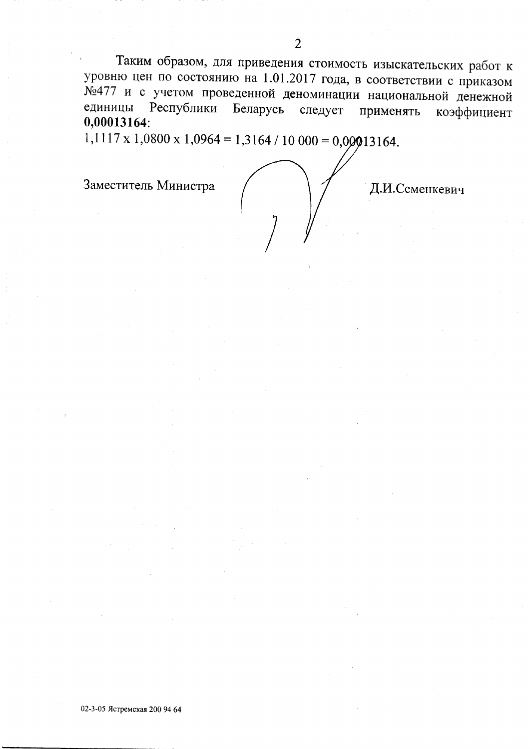Таким образом, для приведения стоимость изыскательских работ к уровню цен по состоянию на 1.01.2017 года, в соответствии с приказом №477 и с учетом проведенной деноминации национальной денежной единицы Республики Беларусь следует применять коэффициент **0,00013164**:

1,1117 х 1,0800 х 1,0964 = 1,3164 / 10 000 = 0,00013164.

Заместитель Министра Д.И.Семенкевич

02-3-05 Ястремская 200 94 64